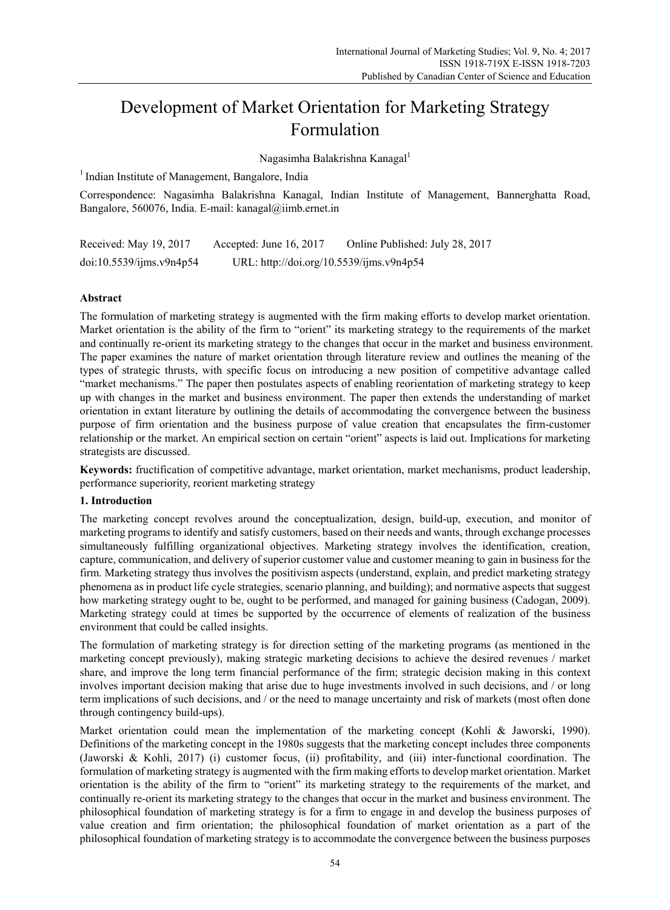# Development of Market Orientation for Marketing Strategy Formulation

Nagasimha Balakrishna Kanagal[1]

[1] Indian Institute of Management, Bangalore, India

Correspondence: Nagasimha Balakrishna Kanagal, Indian Institute of Management, Bannerghatta Road, Bangalore, 560076, India. E-mail: kanagal@iimb.ernet.in

Received: May 19, 2017 Accepted: June 16, 2017 Online Published: July 28, 2017

doi:10.5539/ijms.v9n4p54 URL: http://doi.org/10.5539/ijms.v9n4p54

## Abstract

The formulation of marketing strategy is augmented with the firm making efforts to develop market orientation. Market orientation is the ability of the firm to "orient" its marketing strategy to the requirements of the market and continually re-orient its marketing strategy to the changes that occur in the market and business environment. The paper examines the nature of market orientation through literature review and outlines the meaning of the types of strategic thrusts, with specific focus on introducing a new position of competitive advantage called "market mechanisms." The paper then postulates aspects of enabling reorientation of marketing strategy to keep up with changes in the market and business environment. The paper then extends the understanding of market orientation in extant literature by outlining the details of accommodating the convergence between the business purpose of firm orientation and the business purpose of value creation that encapsulates the firm-customer relationship or the market. An empirical section on certain "orient" aspects is laid out. Implications for marketing strategists are discussed.

**Keywords:** fructification of competitive advantage, market orientation, market mechanisms, product leadership, performance superiority, reorient marketing strategy

## 1. Introduction

The marketing concept revolves around the conceptualization, design, build-up, execution, and monitor of marketing programs to identify and satisfy customers, based on their needs and wants, through exchange processes simultaneously fulfilling organizational objectives. Marketing strategy involves the identification, creation, capture, communication, and delivery of superior customer value and customer meaning to gain in business for the firm. Marketing strategy thus involves the positivism aspects (understand, explain, and predict marketing strategy phenomena as in product life cycle strategies, scenario planning, and building); and normative aspects that suggest how marketing strategy ought to be, ought to be performed, and managed for gaining business (Cadogan, 2009). Marketing strategy could at times be supported by the occurrence of elements of realization of the business environment that could be called insights.

The formulation of marketing strategy is for direction setting of the marketing programs (as mentioned in the marketing concept previously), making strategic marketing decisions to achieve the desired revenues / market share, and improve the long term financial performance of the firm; strategic decision making in this context involves important decision making that arise due to huge investments involved in such decisions, and / or long term implications of such decisions, and / or the need to manage uncertainty and risk of markets (most often done through contingency build-ups).

Market orientation could mean the implementation of the marketing concept (Kohli & Jaworski, 1990). Definitions of the marketing concept in the 1980s suggests that the marketing concept includes three components (Jaworski & Kohli, 2017) (i) customer focus, (ii) profitability, and (iii) inter-functional coordination. The formulation of marketing strategy is augmented with the firm making efforts to develop market orientation. Market orientation is the ability of the firm to "orient" its marketing strategy to the requirements of the market, and continually re-orient its marketing strategy to the changes that occur in the market and business environment. The philosophical foundation of marketing strategy is for a firm to engage in and develop the business purposes of value creation and firm orientation; the philosophical foundation of market orientation as a part of the philosophical foundation of marketing strategy is to accommodate the convergence between the business purposes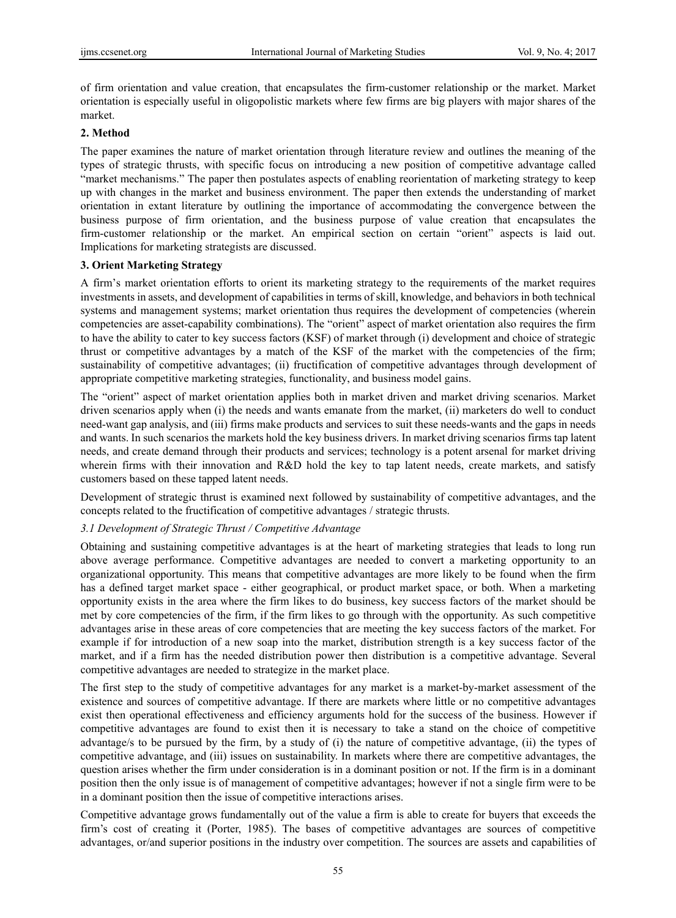of firm orientation and value creation, that encapsulates the firm-customer relationship or the market. Market orientation is especially useful in oligopolistic markets where few firms are big players with major shares of the market.

## 2. Method

The paper examines the nature of market orientation through literature review and outlines the meaning of the types of strategic thrusts, with specific focus on introducing a new position of competitive advantage called "market mechanisms." The paper then postulates aspects of enabling reorientation of marketing strategy to keep up with changes in the market and business environment. The paper then extends the understanding of market orientation in extant literature by outlining the importance of accommodating the convergence between the business purpose of firm orientation, and the business purpose of value creation that encapsulates the firm-customer relationship or the market. An empirical section on certain "orient" aspects is laid out. Implications for marketing strategists are discussed.

## 3. Orient Marketing Strategy

A firm's market orientation efforts to orient its marketing strategy to the requirements of the market requires investments in assets, and development of capabilities in terms of skill, knowledge, and behaviors in both technical systems and management systems; market orientation thus requires the development of competencies (wherein competencies are asset-capability combinations). The "orient" aspect of market orientation also requires the firm to have the ability to cater to key success factors (KSF) of market through (i) development and choice of strategic thrust or competitive advantages by a match of the KSF of the market with the competencies of the firm; sustainability of competitive advantages; (ii) fructification of competitive advantages through development of appropriate competitive marketing strategies, functionality, and business model gains.

The "orient" aspect of market orientation applies both in market driven and market driving scenarios. Market driven scenarios apply when (i) the needs and wants emanate from the market, (ii) marketers do well to conduct need-want gap analysis, and (iii) firms make products and services to suit these needs-wants and the gaps in needs and wants. In such scenarios the markets hold the key business drivers. In market driving scenarios firms tap latent needs, and create demand through their products and services; technology is a potent arsenal for market driving wherein firms with their innovation and R&D hold the key to tap latent needs, create markets, and satisfy customers based on these tapped latent needs.

Development of strategic thrust is examined next followed by sustainability of competitive advantages, and the concepts related to the fructification of competitive advantages / strategic thrusts.

### *3.1 Development of Strategic Thrust / Competitive Advantage*

Obtaining and sustaining competitive advantages is at the heart of marketing strategies that leads to long run above average performance. Competitive advantages are needed to convert a marketing opportunity to an organizational opportunity. This means that competitive advantages are more likely to be found when the firm has a defined target market space - either geographical, or product market space, or both. When a marketing opportunity exists in the area where the firm likes to do business, key success factors of the market should be met by core competencies of the firm, if the firm likes to go through with the opportunity. As such competitive advantages arise in these areas of core competencies that are meeting the key success factors of the market. For example if for introduction of a new soap into the market, distribution strength is a key success factor of the market, and if a firm has the needed distribution power then distribution is a competitive advantage. Several competitive advantages are needed to strategize in the market place.

The first step to the study of competitive advantages for any market is a market-by-market assessment of the existence and sources of competitive advantage. If there are markets where little or no competitive advantages exist then operational effectiveness and efficiency arguments hold for the success of the business. However if competitive advantages are found to exist then it is necessary to take a stand on the choice of competitive advantage/s to be pursued by the firm, by a study of (i) the nature of competitive advantage, (ii) the types of competitive advantage, and (iii) issues on sustainability. In markets where there are competitive advantages, the question arises whether the firm under consideration is in a dominant position or not. If the firm is in a dominant position then the only issue is of management of competitive advantages; however if not a single firm were to be in a dominant position then the issue of competitive interactions arises.

Competitive advantage grows fundamentally out of the value a firm is able to create for buyers that exceeds the firm's cost of creating it (Porter, 1985). The bases of competitive advantages are sources of competitive advantages, or/and superior positions in the industry over competition. The sources are assets and capabilities of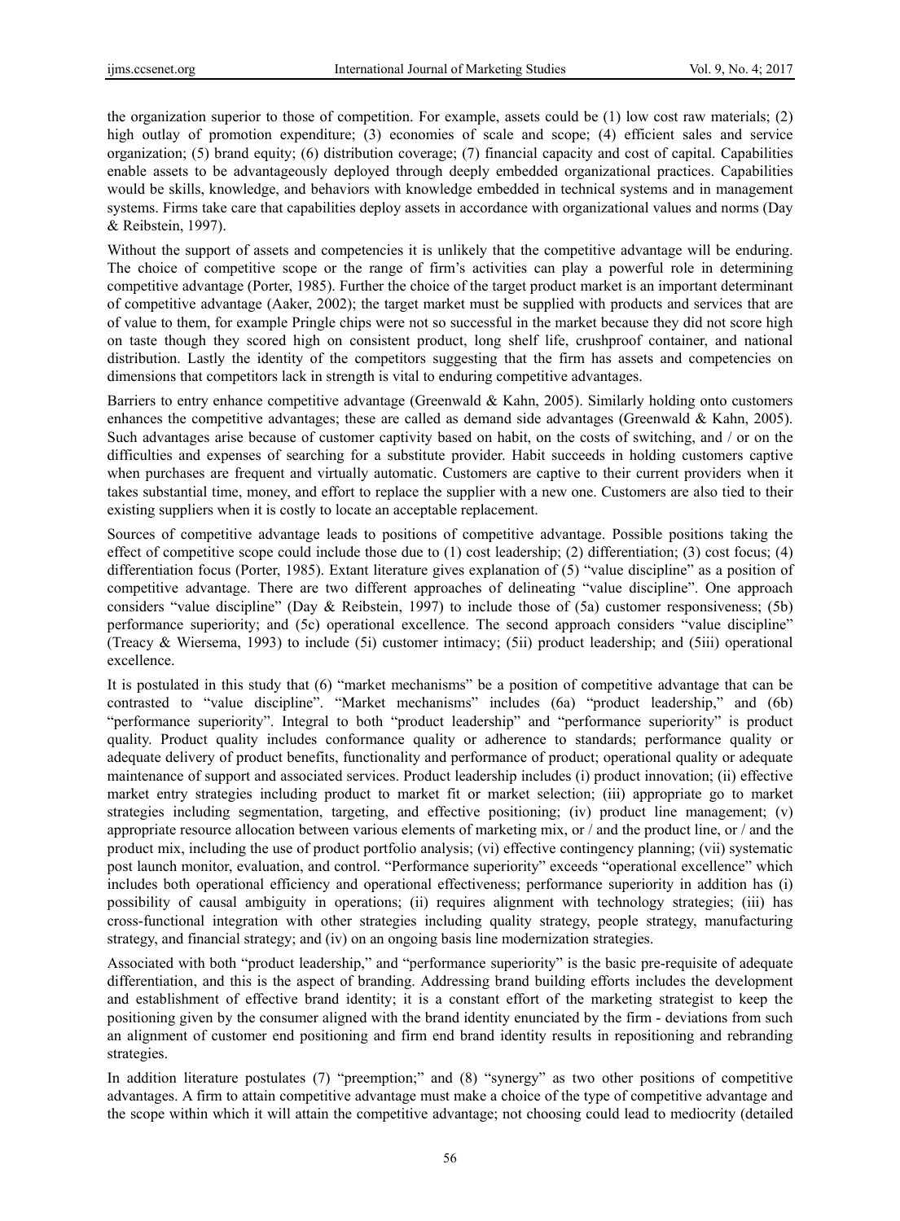the organization superior to those of competition. For example, assets could be (1) low cost raw materials; (2) high outlay of promotion expenditure; (3) economies of scale and scope; (4) efficient sales and service organization; (5) brand equity; (6) distribution coverage; (7) financial capacity and cost of capital. Capabilities enable assets to be advantageously deployed through deeply embedded organizational practices. Capabilities would be skills, knowledge, and behaviors with knowledge embedded in technical systems and in management systems. Firms take care that capabilities deploy assets in accordance with organizational values and norms (Day & Reibstein, 1997).

Without the support of assets and competencies it is unlikely that the competitive advantage will be enduring. The choice of competitive scope or the range of firm's activities can play a powerful role in determining competitive advantage (Porter, 1985). Further the choice of the target product market is an important determinant of competitive advantage (Aaker, 2002); the target market must be supplied with products and services that are of value to them, for example Pringle chips were not so successful in the market because they did not score high on taste though they scored high on consistent product, long shelf life, crushproof container, and national distribution. Lastly the identity of the competitors suggesting that the firm has assets and competencies on dimensions that competitors lack in strength is vital to enduring competitive advantages.

Barriers to entry enhance competitive advantage (Greenwald & Kahn, 2005). Similarly holding onto customers enhances the competitive advantages; these are called as demand side advantages (Greenwald & Kahn, 2005). Such advantages arise because of customer captivity based on habit, on the costs of switching, and / or on the difficulties and expenses of searching for a substitute provider. Habit succeeds in holding customers captive when purchases are frequent and virtually automatic. Customers are captive to their current providers when it takes substantial time, money, and effort to replace the supplier with a new one. Customers are also tied to their existing suppliers when it is costly to locate an acceptable replacement.

Sources of competitive advantage leads to positions of competitive advantage. Possible positions taking the effect of competitive scope could include those due to (1) cost leadership; (2) differentiation; (3) cost focus; (4) differentiation focus (Porter, 1985). Extant literature gives explanation of (5) "value discipline" as a position of competitive advantage. There are two different approaches of delineating "value discipline". One approach considers "value discipline" (Day & Reibstein, 1997) to include those of (5a) customer responsiveness; (5b) performance superiority; and (5c) operational excellence. The second approach considers "value discipline" (Treacy & Wiersema, 1993) to include (5i) customer intimacy; (5ii) product leadership; and (5iii) operational excellence.

It is postulated in this study that (6) "market mechanisms" be a position of competitive advantage that can be contrasted to "value discipline". "Market mechanisms" includes (6a) "product leadership," and (6b) "performance superiority". Integral to both "product leadership" and "performance superiority" is product quality. Product quality includes conformance quality or adherence to standards; performance quality or adequate delivery of product benefits, functionality and performance of product; operational quality or adequate maintenance of support and associated services. Product leadership includes (i) product innovation; (ii) effective market entry strategies including product to market fit or market selection; (iii) appropriate go to market strategies including segmentation, targeting, and effective positioning; (iv) product line management; (v) appropriate resource allocation between various elements of marketing mix, or / and the product line, or / and the product mix, including the use of product portfolio analysis; (vi) effective contingency planning; (vii) systematic post launch monitor, evaluation, and control. "Performance superiority" exceeds "operational excellence" which includes both operational efficiency and operational effectiveness; performance superiority in addition has (i) possibility of causal ambiguity in operations; (ii) requires alignment with technology strategies; (iii) has cross-functional integration with other strategies including quality strategy, people strategy, manufacturing strategy, and financial strategy; and (iv) on an ongoing basis line modernization strategies.

Associated with both "product leadership," and "performance superiority" is the basic pre-requisite of adequate differentiation, and this is the aspect of branding. Addressing brand building efforts includes the development and establishment of effective brand identity; it is a constant effort of the marketing strategist to keep the positioning given by the consumer aligned with the brand identity enunciated by the firm - deviations from such an alignment of customer end positioning and firm end brand identity results in repositioning and rebranding strategies.

In addition literature postulates (7) "preemption;" and (8) "synergy" as two other positions of competitive advantages. A firm to attain competitive advantage must make a choice of the type of competitive advantage and the scope within which it will attain the competitive advantage; not choosing could lead to mediocrity (detailed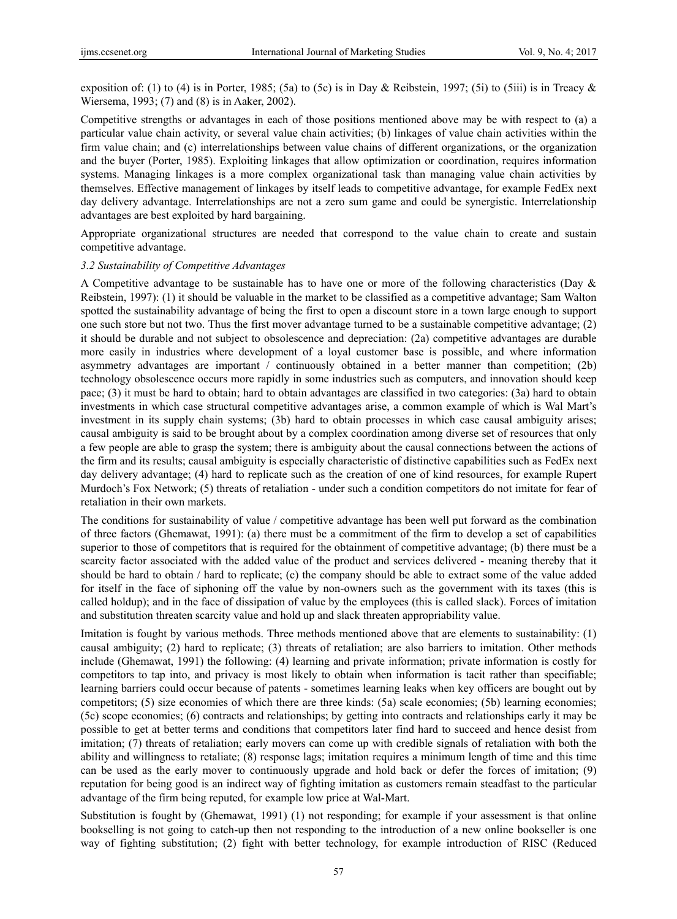exposition of: (1) to (4) is in Porter, 1985; (5a) to (5c) is in Day & Reibstein, 1997; (5i) to (5iii) is in Treacy & Wiersema, 1993; (7) and (8) is in Aaker, 2002).

Competitive strengths or advantages in each of those positions mentioned above may be with respect to (a) a particular value chain activity, or several value chain activities; (b) linkages of value chain activities within the firm value chain; and (c) interrelationships between value chains of different organizations, or the organization and the buyer (Porter, 1985). Exploiting linkages that allow optimization or coordination, requires information systems. Managing linkages is a more complex organizational task than managing value chain activities by themselves. Effective management of linkages by itself leads to competitive advantage, for example FedEx next day delivery advantage. Interrelationships are not a zero sum game and could be synergistic. Interrelationship advantages are best exploited by hard bargaining.

Appropriate organizational structures are needed that correspond to the value chain to create and sustain competitive advantage.

### *3.2 Sustainability of Competitive Advantages*

A Competitive advantage to be sustainable has to have one or more of the following characteristics (Day & Reibstein, 1997): (1) it should be valuable in the market to be classified as a competitive advantage; Sam Walton spotted the sustainability advantage of being the first to open a discount store in a town large enough to support one such store but not two. Thus the first mover advantage turned to be a sustainable competitive advantage; (2) it should be durable and not subject to obsolescence and depreciation: (2a) competitive advantages are durable more easily in industries where development of a loyal customer base is possible, and where information asymmetry advantages are important / continuously obtained in a better manner than competition; (2b) technology obsolescence occurs more rapidly in some industries such as computers, and innovation should keep pace; (3) it must be hard to obtain; hard to obtain advantages are classified in two categories: (3a) hard to obtain investments in which case structural competitive advantages arise, a common example of which is Wal Mart's investment in its supply chain systems; (3b) hard to obtain processes in which case causal ambiguity arises; causal ambiguity is said to be brought about by a complex coordination among diverse set of resources that only a few people are able to grasp the system; there is ambiguity about the causal connections between the actions of the firm and its results; causal ambiguity is especially characteristic of distinctive capabilities such as FedEx next day delivery advantage; (4) hard to replicate such as the creation of one of kind resources, for example Rupert Murdoch's Fox Network; (5) threats of retaliation - under such a condition competitors do not imitate for fear of retaliation in their own markets.

The conditions for sustainability of value / competitive advantage has been well put forward as the combination of three factors (Ghemawat, 1991): (a) there must be a commitment of the firm to develop a set of capabilities superior to those of competitors that is required for the obtainment of competitive advantage; (b) there must be a scarcity factor associated with the added value of the product and services delivered - meaning thereby that it should be hard to obtain / hard to replicate; (c) the company should be able to extract some of the value added for itself in the face of siphoning off the value by non-owners such as the government with its taxes (this is called holdup); and in the face of dissipation of value by the employees (this is called slack). Forces of imitation and substitution threaten scarcity value and hold up and slack threaten appropriability value.

Imitation is fought by various methods. Three methods mentioned above that are elements to sustainability: (1) causal ambiguity; (2) hard to replicate; (3) threats of retaliation; are also barriers to imitation. Other methods include (Ghemawat, 1991) the following: (4) learning and private information; private information is costly for competitors to tap into, and privacy is most likely to obtain when information is tacit rather than specifiable; learning barriers could occur because of patents - sometimes learning leaks when key officers are bought out by competitors; (5) size economies of which there are three kinds: (5a) scale economies; (5b) learning economies; (5c) scope economies; (6) contracts and relationships; by getting into contracts and relationships early it may be possible to get at better terms and conditions that competitors later find hard to succeed and hence desist from imitation; (7) threats of retaliation; early movers can come up with credible signals of retaliation with both the ability and willingness to retaliate; (8) response lags; imitation requires a minimum length of time and this time can be used as the early mover to continuously upgrade and hold back or defer the forces of imitation; (9) reputation for being good is an indirect way of fighting imitation as customers remain steadfast to the particular advantage of the firm being reputed, for example low price at Wal-Mart.

Substitution is fought by (Ghemawat, 1991) (1) not responding; for example if your assessment is that online bookselling is not going to catch-up then not responding to the introduction of a new online bookseller is one way of fighting substitution; (2) fight with better technology, for example introduction of RISC (Reduced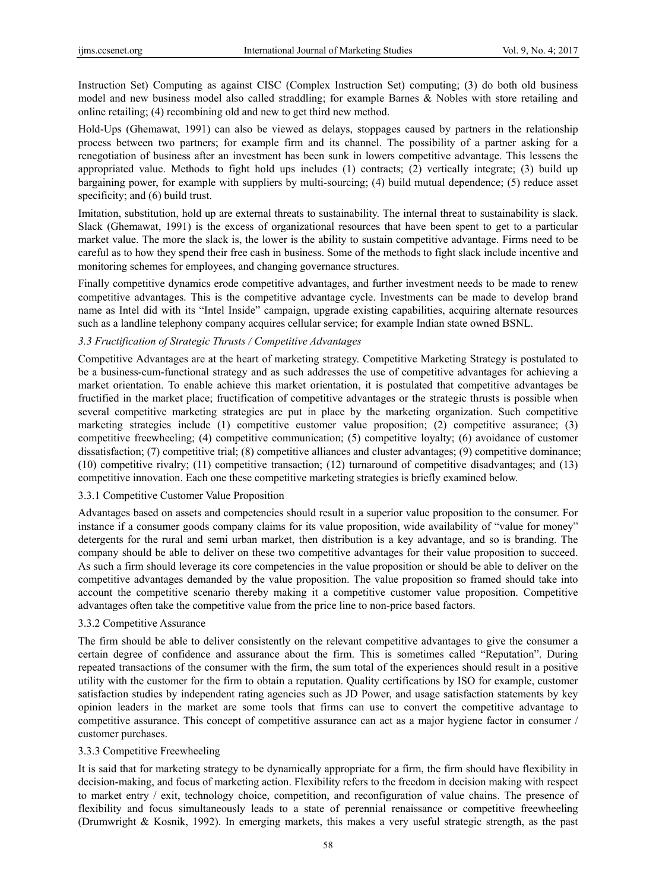Instruction Set) Computing as against CISC (Complex Instruction Set) computing; (3) do both old business model and new business model also called straddling; for example Barnes & Nobles with store retailing and online retailing; (4) recombining old and new to get third new method.

Hold-Ups (Ghemawat, 1991) can also be viewed as delays, stoppages caused by partners in the relationship process between two partners; for example firm and its channel. The possibility of a partner asking for a renegotiation of business after an investment has been sunk in lowers competitive advantage. This lessens the appropriated value. Methods to fight hold ups includes (1) contracts; (2) vertically integrate; (3) build up bargaining power, for example with suppliers by multi-sourcing; (4) build mutual dependence; (5) reduce asset specificity; and (6) build trust.

Imitation, substitution, hold up are external threats to sustainability. The internal threat to sustainability is slack. Slack (Ghemawat, 1991) is the excess of organizational resources that have been spent to get to a particular market value. The more the slack is, the lower is the ability to sustain competitive advantage. Firms need to be careful as to how they spend their free cash in business. Some of the methods to fight slack include incentive and monitoring schemes for employees, and changing governance structures.

Finally competitive dynamics erode competitive advantages, and further investment needs to be made to renew competitive advantages. This is the competitive advantage cycle. Investments can be made to develop brand name as Intel did with its "Intel Inside" campaign, upgrade existing capabilities, acquiring alternate resources such as a landline telephony company acquires cellular service; for example Indian state owned BSNL.

### *3.3 Fructification of Strategic Thrusts / Competitive Advantages*

Competitive Advantages are at the heart of marketing strategy. Competitive Marketing Strategy is postulated to be a business-cum-functional strategy and as such addresses the use of competitive advantages for achieving a market orientation. To enable achieve this market orientation, it is postulated that competitive advantages be fructified in the market place; fructification of competitive advantages or the strategic thrusts is possible when several competitive marketing strategies are put in place by the marketing organization. Such competitive marketing strategies include (1) competitive customer value proposition; (2) competitive assurance; (3) competitive freewheeling; (4) competitive communication; (5) competitive loyalty; (6) avoidance of customer dissatisfaction; (7) competitive trial; (8) competitive alliances and cluster advantages; (9) competitive dominance; (10) competitive rivalry; (11) competitive transaction; (12) turnaround of competitive disadvantages; and (13) competitive innovation. Each one these competitive marketing strategies is briefly examined below.

#### 3.3.1 Competitive Customer Value Proposition

Advantages based on assets and competencies should result in a superior value proposition to the consumer. For instance if a consumer goods company claims for its value proposition, wide availability of "value for money" detergents for the rural and semi urban market, then distribution is a key advantage, and so is branding. The company should be able to deliver on these two competitive advantages for their value proposition to succeed. As such a firm should leverage its core competencies in the value proposition or should be able to deliver on the competitive advantages demanded by the value proposition. The value proposition so framed should take into account the competitive scenario thereby making it a competitive customer value proposition. Competitive advantages often take the competitive value from the price line to non-price based factors.

#### 3.3.2 Competitive Assurance

The firm should be able to deliver consistently on the relevant competitive advantages to give the consumer a certain degree of confidence and assurance about the firm. This is sometimes called "Reputation". During repeated transactions of the consumer with the firm, the sum total of the experiences should result in a positive utility with the customer for the firm to obtain a reputation. Quality certifications by ISO for example, customer satisfaction studies by independent rating agencies such as JD Power, and usage satisfaction statements by key opinion leaders in the market are some tools that firms can use to convert the competitive advantage to competitive assurance. This concept of competitive assurance can act as a major hygiene factor in consumer / customer purchases.

#### 3.3.3 Competitive Freewheeling

It is said that for marketing strategy to be dynamically appropriate for a firm, the firm should have flexibility in decision-making, and focus of marketing action. Flexibility refers to the freedom in decision making with respect to market entry / exit, technology choice, competition, and reconfiguration of value chains. The presence of flexibility and focus simultaneously leads to a state of perennial renaissance or competitive freewheeling (Drumwright & Kosnik, 1992). In emerging markets, this makes a very useful strategic strength, as the past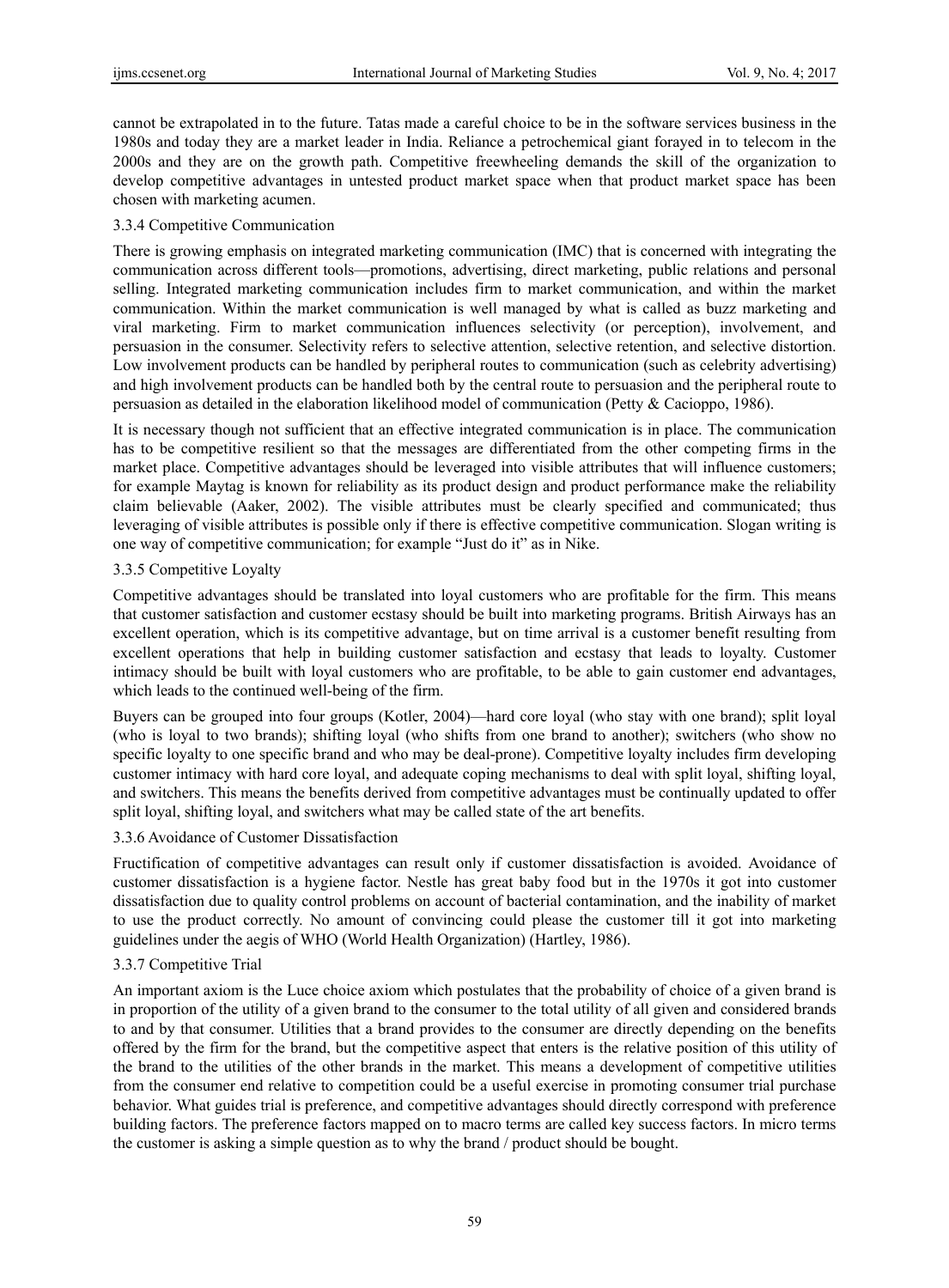cannot be extrapolated in to the future. Tatas made a careful choice to be in the software services business in the 1980s and today they are a market leader in India. Reliance a petrochemical giant forayed in to telecom in the 2000s and they are on the growth path. Competitive freewheeling demands the skill of the organization to develop competitive advantages in untested product market space when that product market space has been chosen with marketing acumen.

### 3.3.4 Competitive Communication

There is growing emphasis on integrated marketing communication (IMC) that is concerned with integrating the communication across different tools—promotions, advertising, direct marketing, public relations and personal selling. Integrated marketing communication includes firm to market communication, and within the market communication. Within the market communication is well managed by what is called as buzz marketing and viral marketing. Firm to market communication influences selectivity (or perception), involvement, and persuasion in the consumer. Selectivity refers to selective attention, selective retention, and selective distortion. Low involvement products can be handled by peripheral routes to communication (such as celebrity advertising) and high involvement products can be handled both by the central route to persuasion and the peripheral route to persuasion as detailed in the elaboration likelihood model of communication (Petty & Cacioppo, 1986).

It is necessary though not sufficient that an effective integrated communication is in place. The communication has to be competitive resilient so that the messages are differentiated from the other competing firms in the market place. Competitive advantages should be leveraged into visible attributes that will influence customers; for example Maytag is known for reliability as its product design and product performance make the reliability claim believable (Aaker, 2002). The visible attributes must be clearly specified and communicated; thus leveraging of visible attributes is possible only if there is effective competitive communication. Slogan writing is one way of competitive communication; for example "Just do it" as in Nike.

### 3.3.5 Competitive Loyalty

Competitive advantages should be translated into loyal customers who are profitable for the firm. This means that customer satisfaction and customer ecstasy should be built into marketing programs. British Airways has an excellent operation, which is its competitive advantage, but on time arrival is a customer benefit resulting from excellent operations that help in building customer satisfaction and ecstasy that leads to loyalty. Customer intimacy should be built with loyal customers who are profitable, to be able to gain customer end advantages, which leads to the continued well-being of the firm.

Buyers can be grouped into four groups (Kotler, 2004)—hard core loyal (who stay with one brand); split loyal (who is loyal to two brands); shifting loyal (who shifts from one brand to another); switchers (who show no specific loyalty to one specific brand and who may be deal-prone). Competitive loyalty includes firm developing customer intimacy with hard core loyal, and adequate coping mechanisms to deal with split loyal, shifting loyal, and switchers. This means the benefits derived from competitive advantages must be continually updated to offer split loyal, shifting loyal, and switchers what may be called state of the art benefits.

### 3.3.6 Avoidance of Customer Dissatisfaction

Fructification of competitive advantages can result only if customer dissatisfaction is avoided. Avoidance of customer dissatisfaction is a hygiene factor. Nestle has great baby food but in the 1970s it got into customer dissatisfaction due to quality control problems on account of bacterial contamination, and the inability of market to use the product correctly. No amount of convincing could please the customer till it got into marketing guidelines under the aegis of WHO (World Health Organization) (Hartley, 1986).

### 3.3.7 Competitive Trial

An important axiom is the Luce choice axiom which postulates that the probability of choice of a given brand is in proportion of the utility of a given brand to the consumer to the total utility of all given and considered brands to and by that consumer. Utilities that a brand provides to the consumer are directly depending on the benefits offered by the firm for the brand, but the competitive aspect that enters is the relative position of this utility of the brand to the utilities of the other brands in the market. This means a development of competitive utilities from the consumer end relative to competition could be a useful exercise in promoting consumer trial purchase behavior. What guides trial is preference, and competitive advantages should directly correspond with preference building factors. The preference factors mapped on to macro terms are called key success factors. In micro terms the customer is asking a simple question as to why the brand / product should be bought.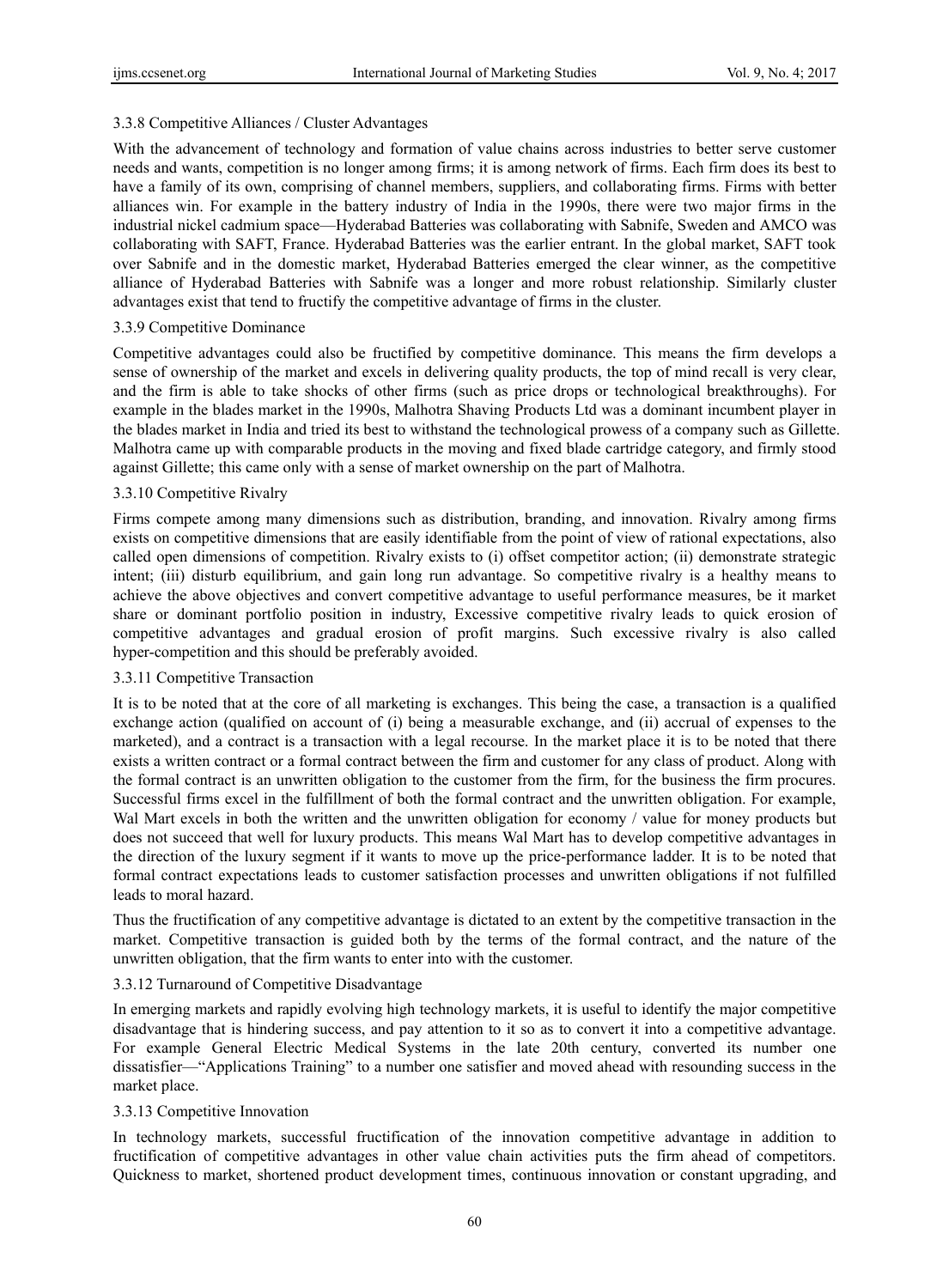#### 3.3.8 Competitive Alliances / Cluster Advantages

With the advancement of technology and formation of value chains across industries to better serve customer needs and wants, competition is no longer among firms; it is among network of firms. Each firm does its best to have a family of its own, comprising of channel members, suppliers, and collaborating firms. Firms with better alliances win. For example in the battery industry of India in the 1990s, there were two major firms in the industrial nickel cadmium space—Hyderabad Batteries was collaborating with Sabnife, Sweden and AMCO was collaborating with SAFT, France. Hyderabad Batteries was the earlier entrant. In the global market, SAFT took over Sabnife and in the domestic market, Hyderabad Batteries emerged the clear winner, as the competitive alliance of Hyderabad Batteries with Sabnife was a longer and more robust relationship. Similarly cluster advantages exist that tend to fructify the competitive advantage of firms in the cluster.

#### 3.3.9 Competitive Dominance

Competitive advantages could also be fructified by competitive dominance. This means the firm develops a sense of ownership of the market and excels in delivering quality products, the top of mind recall is very clear, and the firm is able to take shocks of other firms (such as price drops or technological breakthroughs). For example in the blades market in the 1990s, Malhotra Shaving Products Ltd was a dominant incumbent player in the blades market in India and tried its best to withstand the technological prowess of a company such as Gillette. Malhotra came up with comparable products in the moving and fixed blade cartridge category, and firmly stood against Gillette; this came only with a sense of market ownership on the part of Malhotra.

#### 3.3.10 Competitive Rivalry

Firms compete among many dimensions such as distribution, branding, and innovation. Rivalry among firms exists on competitive dimensions that are easily identifiable from the point of view of rational expectations, also called open dimensions of competition. Rivalry exists to (i) offset competitor action; (ii) demonstrate strategic intent; (iii) disturb equilibrium, and gain long run advantage. So competitive rivalry is a healthy means to achieve the above objectives and convert competitive advantage to useful performance measures, be it market share or dominant portfolio position in industry, Excessive competitive rivalry leads to quick erosion of competitive advantages and gradual erosion of profit margins. Such excessive rivalry is also called hyper-competition and this should be preferably avoided.

#### 3.3.11 Competitive Transaction

It is to be noted that at the core of all marketing is exchanges. This being the case, a transaction is a qualified exchange action (qualified on account of (i) being a measurable exchange, and (ii) accrual of expenses to the marketed), and a contract is a transaction with a legal recourse. In the market place it is to be noted that there exists a written contract or a formal contract between the firm and customer for any class of product. Along with the formal contract is an unwritten obligation to the customer from the firm, for the business the firm procures. Successful firms excel in the fulfillment of both the formal contract and the unwritten obligation. For example, Wal Mart excels in both the written and the unwritten obligation for economy / value for money products but does not succeed that well for luxury products. This means Wal Mart has to develop competitive advantages in the direction of the luxury segment if it wants to move up the price-performance ladder. It is to be noted that formal contract expectations leads to customer satisfaction processes and unwritten obligations if not fulfilled leads to moral hazard.

Thus the fructification of any competitive advantage is dictated to an extent by the competitive transaction in the market. Competitive transaction is guided both by the terms of the formal contract, and the nature of the unwritten obligation, that the firm wants to enter into with the customer.

#### 3.3.12 Turnaround of Competitive Disadvantage

In emerging markets and rapidly evolving high technology markets, it is useful to identify the major competitive disadvantage that is hindering success, and pay attention to it so as to convert it into a competitive advantage. For example General Electric Medical Systems in the late 20th century, converted its number one dissatisfier—"Applications Training" to a number one satisfier and moved ahead with resounding success in the market place.

#### 3.3.13 Competitive Innovation

In technology markets, successful fructification of the innovation competitive advantage in addition to fructification of competitive advantages in other value chain activities puts the firm ahead of competitors. Quickness to market, shortened product development times, continuous innovation or constant upgrading, and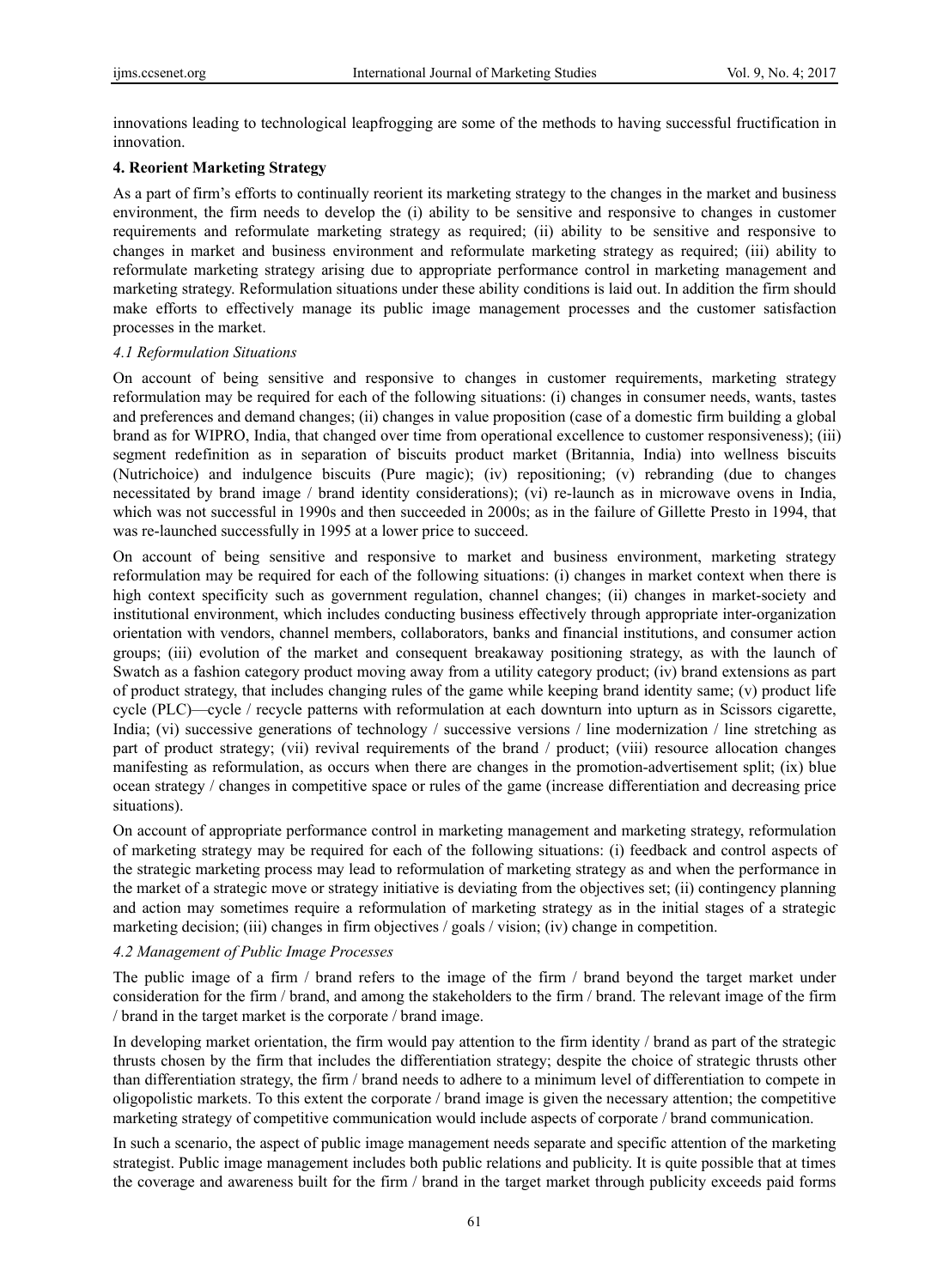innovations leading to technological leapfrogging are some of the methods to having successful fructification in innovation.

### 4. Reorient Marketing Strategy

As a part of firm's efforts to continually reorient its marketing strategy to the changes in the market and business environment, the firm needs to develop the (i) ability to be sensitive and responsive to changes in customer requirements and reformulate marketing strategy as required; (ii) ability to be sensitive and responsive to changes in market and business environment and reformulate marketing strategy as required; (iii) ability to reformulate marketing strategy arising due to appropriate performance control in marketing management and marketing strategy. Reformulation situations under these ability conditions is laid out. In addition the firm should make efforts to effectively manage its public image management processes and the customer satisfaction processes in the market.

#### *4.1 Reformulation Situations*

On account of being sensitive and responsive to changes in customer requirements, marketing strategy reformulation may be required for each of the following situations: (i) changes in consumer needs, wants, tastes and preferences and demand changes; (ii) changes in value proposition (case of a domestic firm building a global brand as for WIPRO, India, that changed over time from operational excellence to customer responsiveness); (iii) segment redefinition as in separation of biscuits product market (Britannia, India) into wellness biscuits (Nutrichoice) and indulgence biscuits (Pure magic); (iv) repositioning; (v) rebranding (due to changes necessitated by brand image / brand identity considerations); (vi) re-launch as in microwave ovens in India, which was not successful in 1990s and then succeeded in 2000s; as in the failure of Gillette Presto in 1994, that was re-launched successfully in 1995 at a lower price to succeed.

On account of being sensitive and responsive to market and business environment, marketing strategy reformulation may be required for each of the following situations: (i) changes in market context when there is high context specificity such as government regulation, channel changes; (ii) changes in market-society and institutional environment, which includes conducting business effectively through appropriate inter-organization orientation with vendors, channel members, collaborators, banks and financial institutions, and consumer action groups; (iii) evolution of the market and consequent breakaway positioning strategy, as with the launch of Swatch as a fashion category product moving away from a utility category product; (iv) brand extensions as part of product strategy, that includes changing rules of the game while keeping brand identity same; (v) product life cycle (PLC)—cycle / recycle patterns with reformulation at each downturn into upturn as in Scissors cigarette, India; (vi) successive generations of technology / successive versions / line modernization / line stretching as part of product strategy; (vii) revival requirements of the brand / product; (viii) resource allocation changes manifesting as reformulation, as occurs when there are changes in the promotion-advertisement split; (ix) blue ocean strategy / changes in competitive space or rules of the game (increase differentiation and decreasing price situations).

On account of appropriate performance control in marketing management and marketing strategy, reformulation of marketing strategy may be required for each of the following situations: (i) feedback and control aspects of the strategic marketing process may lead to reformulation of marketing strategy as and when the performance in the market of a strategic move or strategy initiative is deviating from the objectives set; (ii) contingency planning and action may sometimes require a reformulation of marketing strategy as in the initial stages of a strategic marketing decision; (iii) changes in firm objectives / goals / vision; (iv) change in competition.

#### *4.2 Management of Public Image Processes*

The public image of a firm / brand refers to the image of the firm / brand beyond the target market under consideration for the firm / brand, and among the stakeholders to the firm / brand. The relevant image of the firm / brand in the target market is the corporate / brand image.

In developing market orientation, the firm would pay attention to the firm identity / brand as part of the strategic thrusts chosen by the firm that includes the differentiation strategy; despite the choice of strategic thrusts other than differentiation strategy, the firm / brand needs to adhere to a minimum level of differentiation to compete in oligopolistic markets. To this extent the corporate / brand image is given the necessary attention; the competitive marketing strategy of competitive communication would include aspects of corporate / brand communication.

In such a scenario, the aspect of public image management needs separate and specific attention of the marketing strategist. Public image management includes both public relations and publicity. It is quite possible that at times the coverage and awareness built for the firm / brand in the target market through publicity exceeds paid forms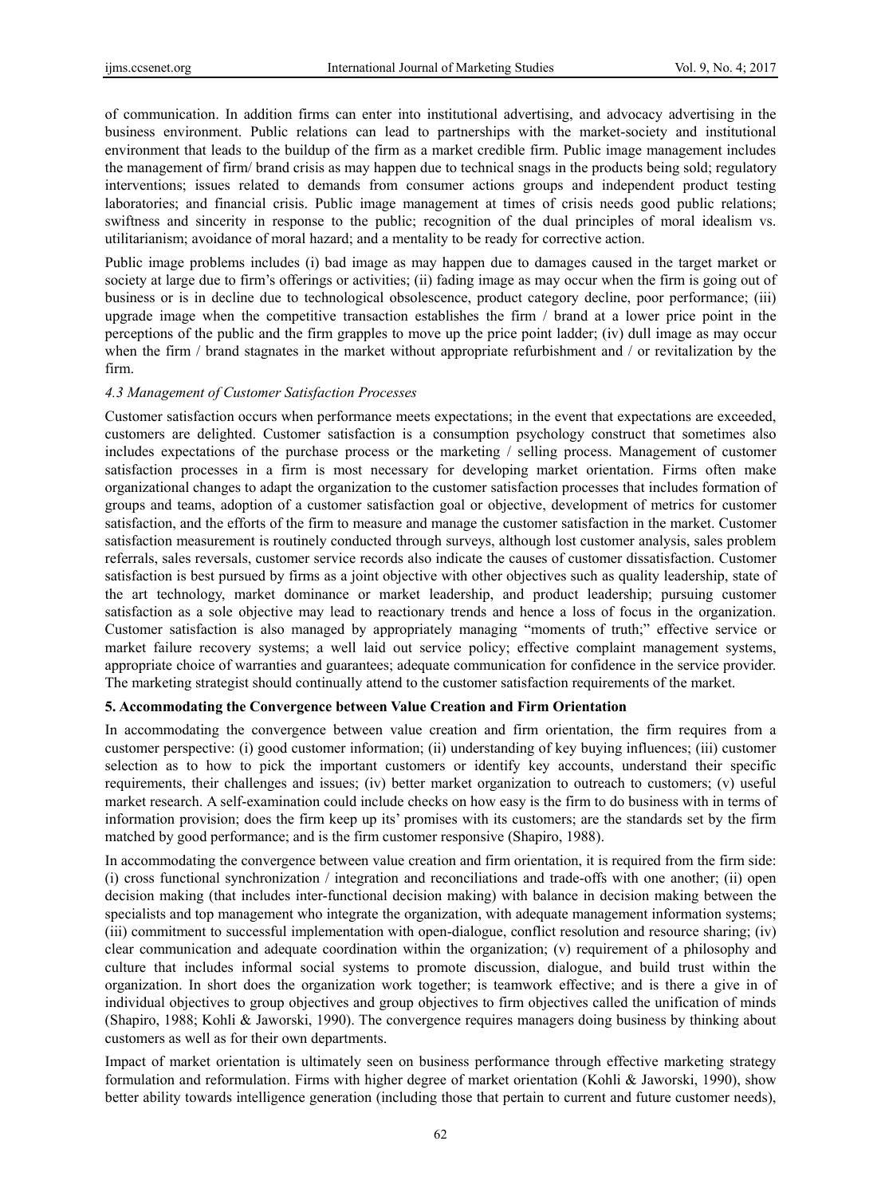of communication. In addition firms can enter into institutional advertising, and advocacy advertising in the business environment. Public relations can lead to partnerships with the market-society and institutional environment that leads to the buildup of the firm as a market credible firm. Public image management includes the management of firm/ brand crisis as may happen due to technical snags in the products being sold; regulatory interventions; issues related to demands from consumer actions groups and independent product testing laboratories; and financial crisis. Public image management at times of crisis needs good public relations; swiftness and sincerity in response to the public; recognition of the dual principles of moral idealism vs. utilitarianism; avoidance of moral hazard; and a mentality to be ready for corrective action.

Public image problems includes (i) bad image as may happen due to damages caused in the target market or society at large due to firm's offerings or activities; (ii) fading image as may occur when the firm is going out of business or is in decline due to technological obsolescence, product category decline, poor performance; (iii) upgrade image when the competitive transaction establishes the firm / brand at a lower price point in the perceptions of the public and the firm grapples to move up the price point ladder; (iv) dull image as may occur when the firm / brand stagnates in the market without appropriate refurbishment and / or revitalization by the firm.

### *4.3 Management of Customer Satisfaction Processes*

Customer satisfaction occurs when performance meets expectations; in the event that expectations are exceeded, customers are delighted. Customer satisfaction is a consumption psychology construct that sometimes also includes expectations of the purchase process or the marketing / selling process. Management of customer satisfaction processes in a firm is most necessary for developing market orientation. Firms often make organizational changes to adapt the organization to the customer satisfaction processes that includes formation of groups and teams, adoption of a customer satisfaction goal or objective, development of metrics for customer satisfaction, and the efforts of the firm to measure and manage the customer satisfaction in the market. Customer satisfaction measurement is routinely conducted through surveys, although lost customer analysis, sales problem referrals, sales reversals, customer service records also indicate the causes of customer dissatisfaction. Customer satisfaction is best pursued by firms as a joint objective with other objectives such as quality leadership, state of the art technology, market dominance or market leadership, and product leadership; pursuing customer satisfaction as a sole objective may lead to reactionary trends and hence a loss of focus in the organization. Customer satisfaction is also managed by appropriately managing "moments of truth;" effective service or market failure recovery systems; a well laid out service policy; effective complaint management systems, appropriate choice of warranties and guarantees; adequate communication for confidence in the service provider. The marketing strategist should continually attend to the customer satisfaction requirements of the market.

## **5. Accommodating the Convergence between Value Creation and Firm Orientation**

In accommodating the convergence between value creation and firm orientation, the firm requires from a customer perspective: (i) good customer information; (ii) understanding of key buying influences; (iii) customer selection as to how to pick the important customers or identify key accounts, understand their specific requirements, their challenges and issues; (iv) better market organization to outreach to customers; (v) useful market research. A self-examination could include checks on how easy is the firm to do business with in terms of information provision; does the firm keep up its' promises with its customers; are the standards set by the firm matched by good performance; and is the firm customer responsive (Shapiro, 1988).

In accommodating the convergence between value creation and firm orientation, it is required from the firm side: (i) cross functional synchronization / integration and reconciliations and trade-offs with one another; (ii) open decision making (that includes inter-functional decision making) with balance in decision making between the specialists and top management who integrate the organization, with adequate management information systems; (iii) commitment to successful implementation with open-dialogue, conflict resolution and resource sharing; (iv) clear communication and adequate coordination within the organization; (v) requirement of a philosophy and culture that includes informal social systems to promote discussion, dialogue, and build trust within the organization. In short does the organization work together; is teamwork effective; and is there a give in of individual objectives to group objectives and group objectives to firm objectives called the unification of minds (Shapiro, 1988; Kohli & Jaworski, 1990). The convergence requires managers doing business by thinking about customers as well as for their own departments.

Impact of market orientation is ultimately seen on business performance through effective marketing strategy formulation and reformulation. Firms with higher degree of market orientation (Kohli & Jaworski, 1990), show better ability towards intelligence generation (including those that pertain to current and future customer needs),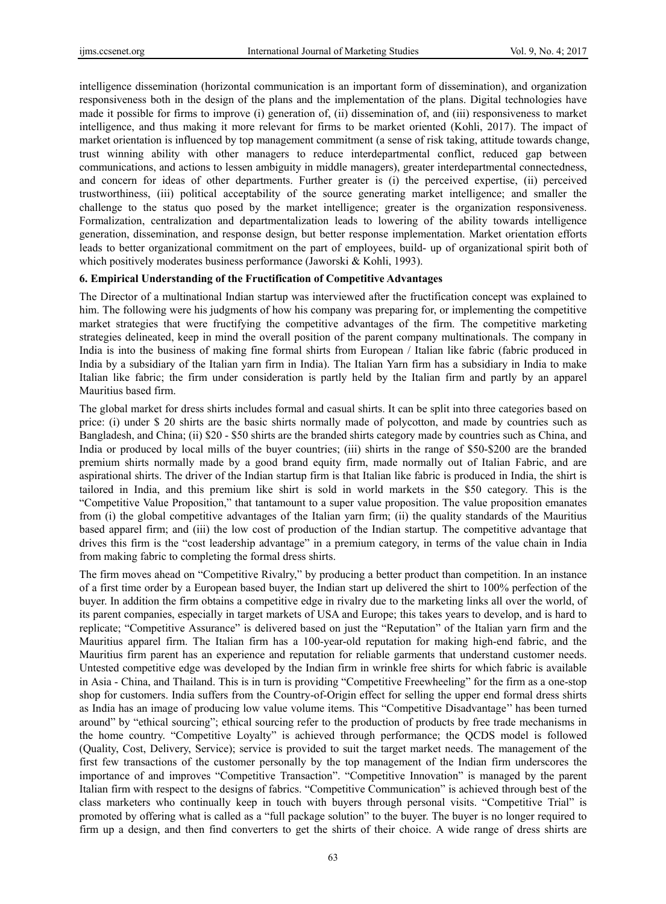intelligence dissemination (horizontal communication is an important form of dissemination), and organization responsiveness both in the design of the plans and the implementation of the plans. Digital technologies have made it possible for firms to improve (i) generation of, (ii) dissemination of, and (iii) responsiveness to market intelligence, and thus making it more relevant for firms to be market oriented (Kohli, 2017). The impact of market orientation is influenced by top management commitment (a sense of risk taking, attitude towards change, trust winning ability with other managers to reduce interdepartmental conflict, reduced gap between communications, and actions to lessen ambiguity in middle managers), greater interdepartmental connectedness, and concern for ideas of other departments. Further greater is (i) the perceived expertise, (ii) perceived trustworthiness, (iii) political acceptability of the source generating market intelligence; and smaller the challenge to the status quo posed by the market intelligence; greater is the organization responsiveness. Formalization, centralization and departmentalization leads to lowering of the ability towards intelligence generation, dissemination, and response design, but better response implementation. Market orientation efforts leads to better organizational commitment on the part of employees, build- up of organizational spirit both of which positively moderates business performance (Jaworski & Kohli, 1993).

## 6. Empirical Understanding of the Fructification of Competitive Advantages

The Director of a multinational Indian startup was interviewed after the fructification concept was explained to him. The following were his judgments of how his company was preparing for, or implementing the competitive market strategies that were fructifying the competitive advantages of the firm. The competitive marketing strategies delineated, keep in mind the overall position of the parent company multinationals. The company in India is into the business of making fine formal shirts from European / Italian like fabric (fabric produced in India by a subsidiary of the Italian yarn firm in India). The Italian Yarn firm has a subsidiary in India to make Italian like fabric; the firm under consideration is partly held by the Italian firm and partly by an apparel Mauritius based firm.

The global market for dress shirts includes formal and casual shirts. It can be split into three categories based on price: (i) under $ 20 shirts are the basic shirts normally made of polycotton, and made by countries such as Bangladesh, and China; (ii) $20 - $50 shirts are the branded shirts category made by countries such as China, and India or produced by local mills of the buyer countries; (iii) shirts in the range of $50-$200 are the branded premium shirts normally made by a good brand equity firm, made normally out of Italian Fabric, and are aspirational shirts. The driver of the Indian startup firm is that Italian like fabric is produced in India, the shirt is tailored in India, and this premium like shirt is sold in world markets in the $50 category. This is the "Competitive Value Proposition," that tantamount to a super value proposition. The value proposition emanates from (i) the global competitive advantages of the Italian yarn firm; (ii) the quality standards of the Mauritius based apparel firm; and (iii) the low cost of production of the Indian startup. The competitive advantage that drives this firm is the "cost leadership advantage" in a premium category, in terms of the value chain in India from making fabric to completing the formal dress shirts.

The firm moves ahead on "Competitive Rivalry," by producing a better product than competition. In an instance of a first time order by a European based buyer, the Indian start up delivered the shirt to 100% perfection of the buyer. In addition the firm obtains a competitive edge in rivalry due to the marketing links all over the world, of its parent companies, especially in target markets of USA and Europe; this takes years to develop, and is hard to replicate; "Competitive Assurance" is delivered based on just the "Reputation" of the Italian yarn firm and the Mauritius apparel firm. The Italian firm has a 100-year-old reputation for making high-end fabric, and the Mauritius firm parent has an experience and reputation for reliable garments that understand customer needs. Untested competitive edge was developed by the Indian firm in wrinkle free shirts for which fabric is available in Asia - China, and Thailand. This is in turn is providing "Competitive Freewheeling" for the firm as a one-stop shop for customers. India suffers from the Country-of-Origin effect for selling the upper end formal dress shirts as India has an image of producing low value volume items. This "Competitive Disadvantage" has been turned around" by "ethical sourcing"; ethical sourcing refer to the production of products by free trade mechanisms in the home country. "Competitive Loyalty" is achieved through performance; the QCDS model is followed (Quality, Cost, Delivery, Service); service is provided to suit the target market needs. The management of the first few transactions of the customer personally by the top management of the Indian firm underscores the importance of and improves "Competitive Transaction". "Competitive Innovation" is managed by the parent Italian firm with respect to the designs of fabrics. "Competitive Communication" is achieved through best of the class marketers who continually keep in touch with buyers through personal visits. "Competitive Trial" is promoted by offering what is called as a "full package solution" to the buyer. The buyer is no longer required to firm up a design, and then find converters to get the shirts of their choice. A wide range of dress shirts are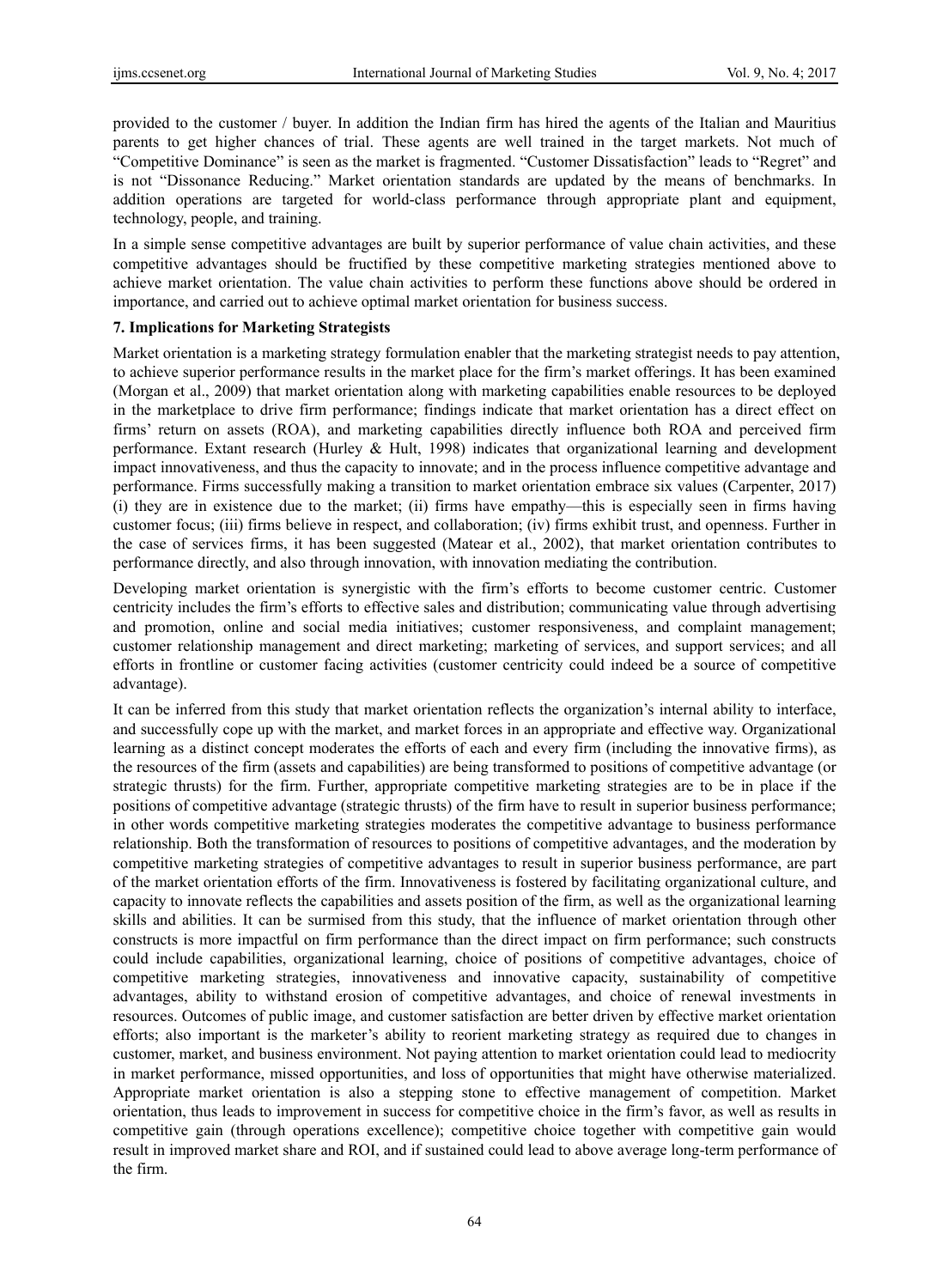provided to the customer / buyer. In addition the Indian firm has hired the agents of the Italian and Mauritius parents to get higher chances of trial. These agents are well trained in the target markets. Not much of "Competitive Dominance" is seen as the market is fragmented. "Customer Dissatisfaction" leads to "Regret" and is not "Dissonance Reducing." Market orientation standards are updated by the means of benchmarks. In addition operations are targeted for world-class performance through appropriate plant and equipment, technology, people, and training.

In a simple sense competitive advantages are built by superior performance of value chain activities, and these competitive advantages should be fructified by these competitive marketing strategies mentioned above to achieve market orientation. The value chain activities to perform these functions above should be ordered in importance, and carried out to achieve optimal market orientation for business success.

## 7. Implications for Marketing Strategists

Market orientation is a marketing strategy formulation enabler that the marketing strategist needs to pay attention, to achieve superior performance results in the market place for the firm's market offerings. It has been examined (Morgan et al., 2009) that market orientation along with marketing capabilities enable resources to be deployed in the marketplace to drive firm performance; findings indicate that market orientation has a direct effect on firms' return on assets (ROA), and marketing capabilities directly influence both ROA and perceived firm performance. Extant research (Hurley & Hult, 1998) indicates that organizational learning and development impact innovativeness, and thus the capacity to innovate; and in the process influence competitive advantage and performance. Firms successfully making a transition to market orientation embrace six values (Carpenter, 2017) (i) they are in existence due to the market; (ii) firms have empathy—this is especially seen in firms having customer focus; (iii) firms believe in respect, and collaboration; (iv) firms exhibit trust, and openness. Further in the case of services firms, it has been suggested (Matear et al., 2002), that market orientation contributes to performance directly, and also through innovation, with innovation mediating the contribution.

Developing market orientation is synergistic with the firm's efforts to become customer centric. Customer centricity includes the firm's efforts to effective sales and distribution; communicating value through advertising and promotion, online and social media initiatives; customer responsiveness, and complaint management; customer relationship management and direct marketing; marketing of services, and support services; and all efforts in frontline or customer facing activities (customer centricity could indeed be a source of competitive advantage).

It can be inferred from this study that market orientation reflects the organization's internal ability to interface, and successfully cope up with the market, and market forces in an appropriate and effective way. Organizational learning as a distinct concept moderates the efforts of each and every firm (including the innovative firms), as the resources of the firm (assets and capabilities) are being transformed to positions of competitive advantage (or strategic thrusts) for the firm. Further, appropriate competitive marketing strategies are to be in place if the positions of competitive advantage (strategic thrusts) of the firm have to result in superior business performance; in other words competitive marketing strategies moderates the competitive advantage to business performance relationship. Both the transformation of resources to positions of competitive advantages, and the moderation by competitive marketing strategies of competitive advantages to result in superior business performance, are part of the market orientation efforts of the firm. Innovativeness is fostered by facilitating organizational culture, and capacity to innovate reflects the capabilities and assets position of the firm, as well as the organizational learning skills and abilities. It can be surmised from this study, that the influence of market orientation through other constructs is more impactful on firm performance than the direct impact on firm performance; such constructs could include capabilities, organizational learning, choice of positions of competitive advantages, choice of competitive marketing strategies, innovativeness and innovative capacity, sustainability of competitive advantages, ability to withstand erosion of competitive advantages, and choice of renewal investments in resources. Outcomes of public image, and customer satisfaction are better driven by effective market orientation efforts; also important is the marketer's ability to reorient marketing strategy as required due to changes in customer, market, and business environment. Not paying attention to market orientation could lead to mediocrity in market performance, missed opportunities, and loss of opportunities that might have otherwise materialized. Appropriate market orientation is also a stepping stone to effective management of competition. Market orientation, thus leads to improvement in success for competitive choice in the firm's favor, as well as results in competitive gain (through operations excellence); competitive choice together with competitive gain would result in improved market share and ROI, and if sustained could lead to above average long-term performance of the firm.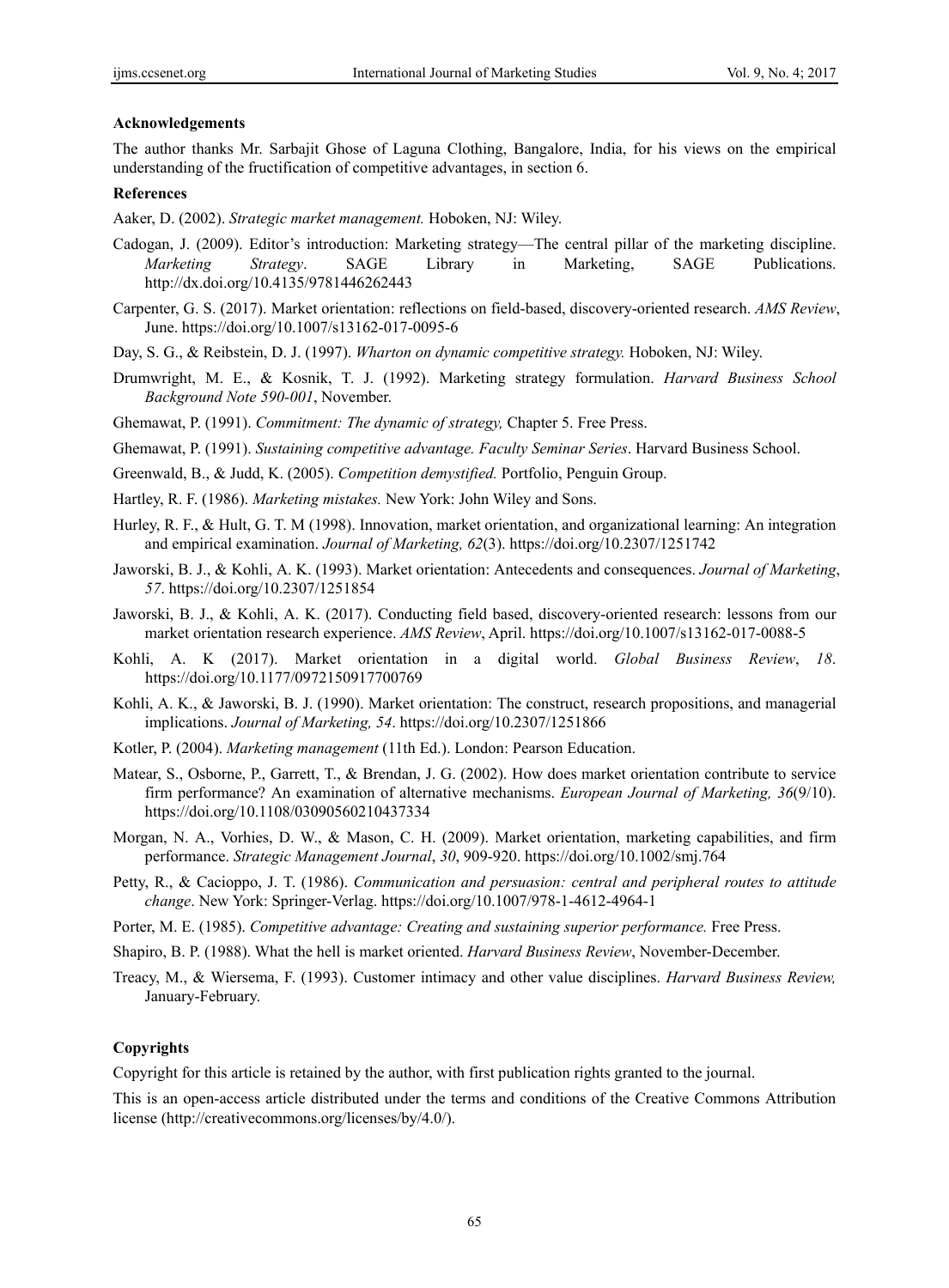### Acknowledgements

The author thanks Mr. Sarbajit Ghose of Laguna Clothing, Bangalore, India, for his views on the empirical understanding of the fructification of competitive advantages, in section 6.

### References

Aaker, D. (2002). *Strategic market management.* Hoboken, NJ: Wiley.

Cadogan, J. (2009). Editor's introduction: Marketing strategy—The central pillar of the marketing discipline. *Marketing Strategy*. SAGE Library in Marketing, SAGE Publications. http://dx.doi.org/10.4135/9781446262443

Carpenter, G. S. (2017). Market orientation: reflections on field-based, discovery-oriented research. *AMS Review*, June. https://doi.org/10.1007/s13162-017-0095-6

Day, S. G., & Reibstein, D. J. (1997). *Wharton on dynamic competitive strategy.* Hoboken, NJ: Wiley.

Drumwright, M. E., & Kosnik, T. J. (1992). Marketing strategy formulation. *Harvard Business School Background Note 590-001*, November.

Ghemawat, P. (1991). *Commitment: The dynamic of strategy,* Chapter 5. Free Press.

Ghemawat, P. (1991). *Sustaining competitive advantage. Faculty Seminar Series*. Harvard Business School.

Greenwald, B., & Judd, K. (2005). *Competition demystified.* Portfolio, Penguin Group.

Hartley, R. F. (1986). *Marketing mistakes.* New York: John Wiley and Sons.

Hurley, R. F., & Hult, G. T. M (1998). Innovation, market orientation, and organizational learning: An integration and empirical examination. *Journal of Marketing, 62*(3). https://doi.org/10.2307/1251742

Jaworski, B. J., & Kohli, A. K. (1993). Market orientation: Antecedents and consequences. *Journal of Marketing*, *57*. https://doi.org/10.2307/1251854

Jaworski, B. J., & Kohli, A. K. (2017). Conducting field based, discovery-oriented research: lessons from our market orientation research experience. *AMS Review*, April. https://doi.org/10.1007/s13162-017-0088-5

Kohli, A. K (2017). Market orientation in a digital world. *Global Business Review*, *18*. https://doi.org/10.1177/0972150917700769

Kohli, A. K., & Jaworski, B. J. (1990). Market orientation: The construct, research propositions, and managerial implications. *Journal of Marketing, 54*. https://doi.org/10.2307/1251866

Kotler, P. (2004). *Marketing management* (11th Ed.). London: Pearson Education.

Matear, S., Osborne, P., Garrett, T., & Brendan, J. G. (2002). How does market orientation contribute to service firm performance? An examination of alternative mechanisms. *European Journal of Marketing, 36*(9/10). https://doi.org/10.1108/03090560210437334

Morgan, N. A., Vorhies, D. W., & Mason, C. H. (2009). Market orientation, marketing capabilities, and firm performance. *Strategic Management Journal*, *30*, 909-920. https://doi.org/10.1002/smj.764

Petty, R., & Cacioppo, J. T. (1986). *Communication and persuasion: central and peripheral routes to attitude change*. New York: Springer-Verlag. https://doi.org/10.1007/978-1-4612-4964-1

Porter, M. E. (1985). *Competitive advantage: Creating and sustaining superior performance.* Free Press.

Shapiro, B. P. (1988). What the hell is market oriented. *Harvard Business Review*, November-December.

Treacy, M., & Wiersema, F. (1993). Customer intimacy and other value disciplines. *Harvard Business Review,* January-February.

### Copyrights

Copyright for this article is retained by the author, with first publication rights granted to the journal.

This is an open-access article distributed under the terms and conditions of the Creative Commons Attribution license (http://creativecommons.org/licenses/by/4.0/).